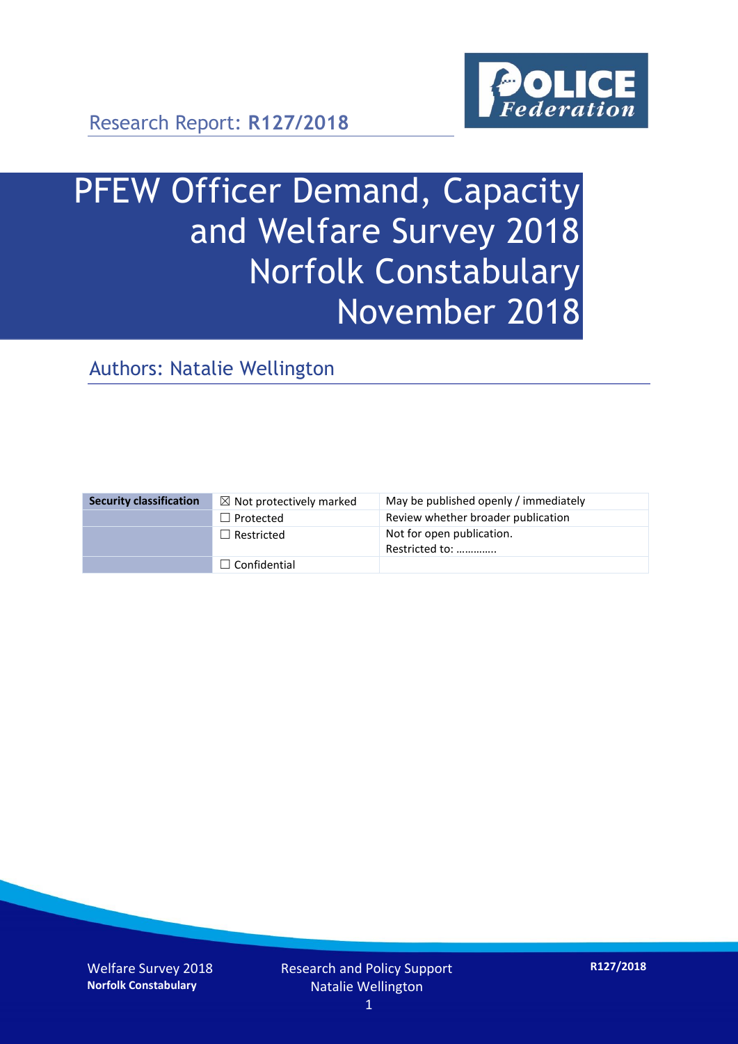Research Report: **R127/2018**

# PFEW Officer Demand, Capacity and Welfare Survey 2018 Norfolk Constabulary November 2018

## Authors: Natalie Wellington

| Security classification | ☒ Not protectively marked | May be published openly / immediately |
|---|---|---|
| | ☐ Protected | Review whether broader publication |
| | ☐ Restricted | Not for open publication. Restricted to: ………….. |
| | ☐ Confidential | |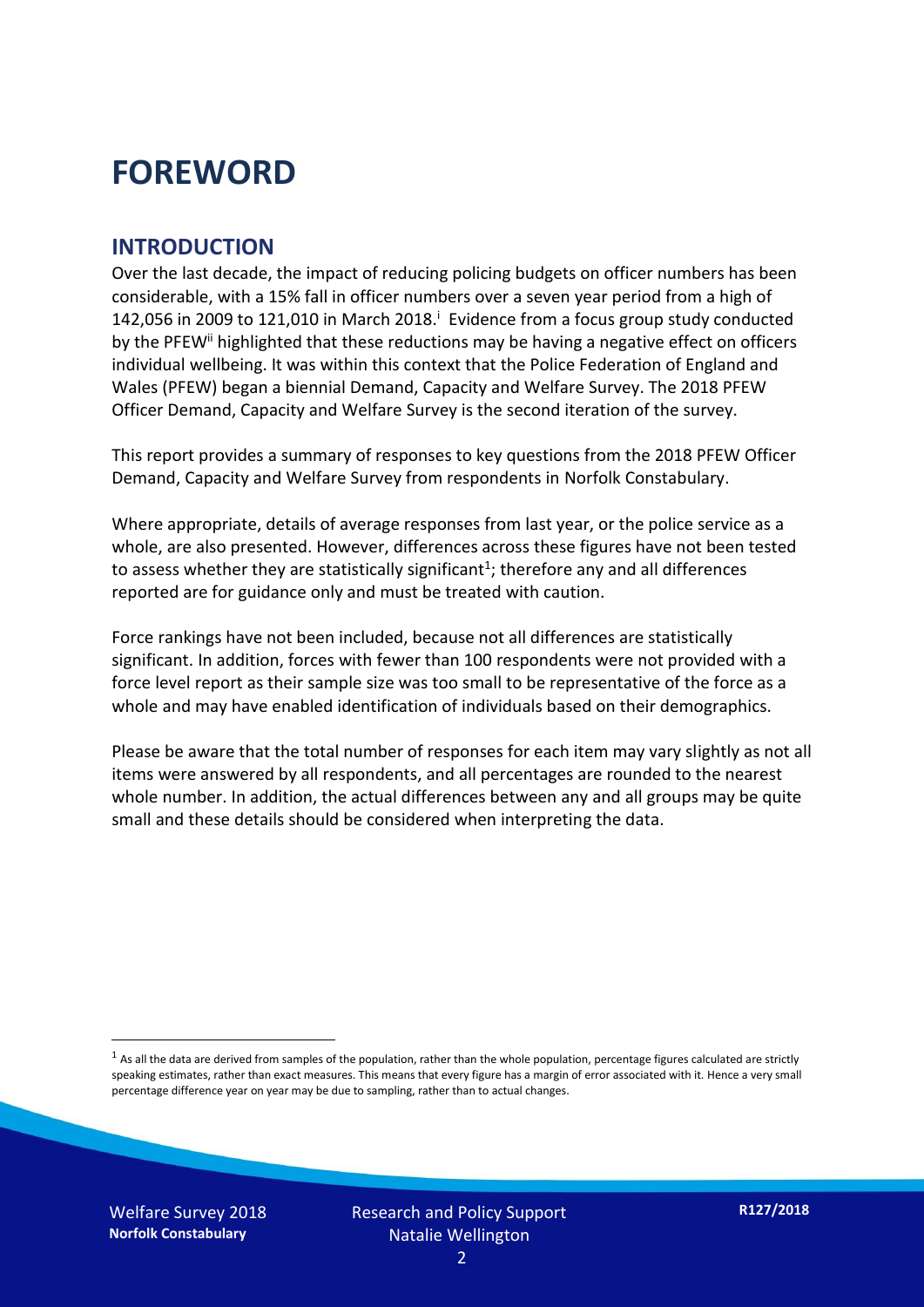# FOREWORD

## INTRODUCTION

Over the last decade, the impact of reducing policing budgets on officer numbers has been considerable, with a 15% fall in officer numbers over a seven year period from a high of 142,056 in 2009 to 121,010 in March 2018.[i] Evidence from a focus group study conducted by the PFEW[ii] highlighted that these reductions may be having a negative effect on officers individual wellbeing. It was within this context that the Police Federation of England and Wales (PFEW) began a biennial Demand, Capacity and Welfare Survey. The 2018 PFEW Officer Demand, Capacity and Welfare Survey is the second iteration of the survey.

This report provides a summary of responses to key questions from the 2018 PFEW Officer Demand, Capacity and Welfare Survey from respondents in Norfolk Constabulary.

Where appropriate, details of average responses from last year, or the police service as a whole, are also presented. However, differences across these figures have not been tested to assess whether they are statistically significant[1]; therefore any and all differences reported are for guidance only and must be treated with caution.

Force rankings have not been included, because not all differences are statistically significant. In addition, forces with fewer than 100 respondents were not provided with a force level report as their sample size was too small to be representative of the force as a whole and may have enabled identification of individuals based on their demographics.

Please be aware that the total number of responses for each item may vary slightly as not all items were answered by all respondents, and all percentages are rounded to the nearest whole number. In addition, the actual differences between any and all groups may be quite small and these details should be considered when interpreting the data.

[1] As all the data are derived from samples of the population, rather than the whole population, percentage figures calculated are strictly speaking estimates, rather than exact measures. This means that every figure has a margin of error associated with it. Hence a very small percentage difference year on year may be due to sampling, rather than to actual changes.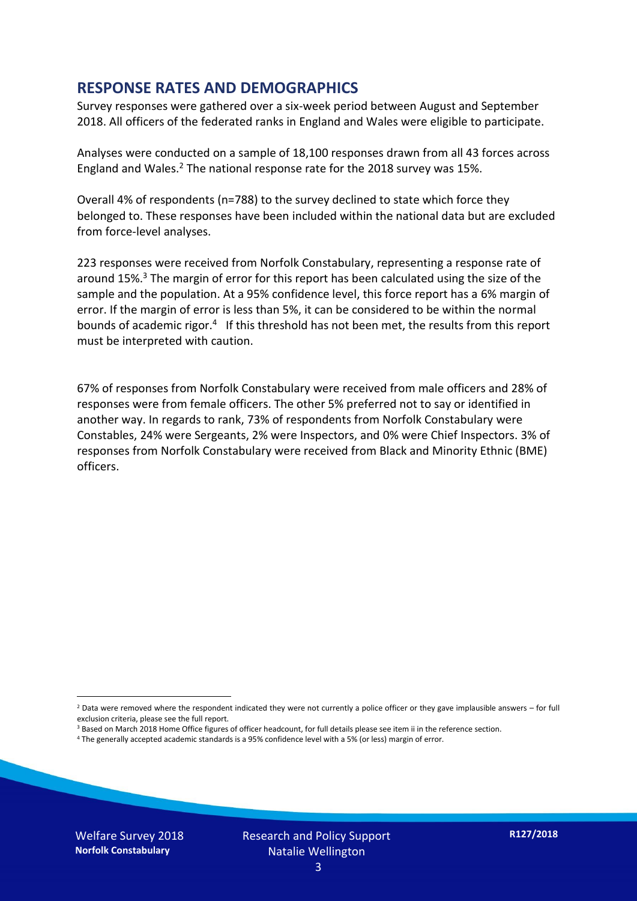## RESPONSE RATES AND DEMOGRAPHICS

Survey responses were gathered over a six-week period between August and September 2018. All officers of the federated ranks in England and Wales were eligible to participate.

Analyses were conducted on a sample of 18,100 responses drawn from all 43 forces across England and Wales.[2] The national response rate for the 2018 survey was 15%.

Overall 4% of respondents (n=788) to the survey declined to state which force they belonged to. These responses have been included within the national data but are excluded from force-level analyses.

223 responses were received from Norfolk Constabulary, representing a response rate of around 15%.[3] The margin of error for this report has been calculated using the size of the sample and the population. At a 95% confidence level, this force report has a 6% margin of error. If the margin of error is less than 5%, it can be considered to be within the normal bounds of academic rigor.[4] If this threshold has not been met, the results from this report must be interpreted with caution.

67% of responses from Norfolk Constabulary were received from male officers and 28% of responses were from female officers. The other 5% preferred not to say or identified in another way. In regards to rank, 73% of respondents from Norfolk Constabulary were Constables, 24% were Sergeants, 2% were Inspectors, and 0% were Chief Inspectors. 3% of responses from Norfolk Constabulary were received from Black and Minority Ethnic (BME) officers.

---

[2] Data were removed where the respondent indicated they were not currently a police officer or they gave implausible answers – for full exclusion criteria, please see the full report.

[3] Based on March 2018 Home Office figures of officer headcount, for full details please see item ii in the reference section.

[4] The generally accepted academic standards is a 95% confidence level with a 5% (or less) margin of error.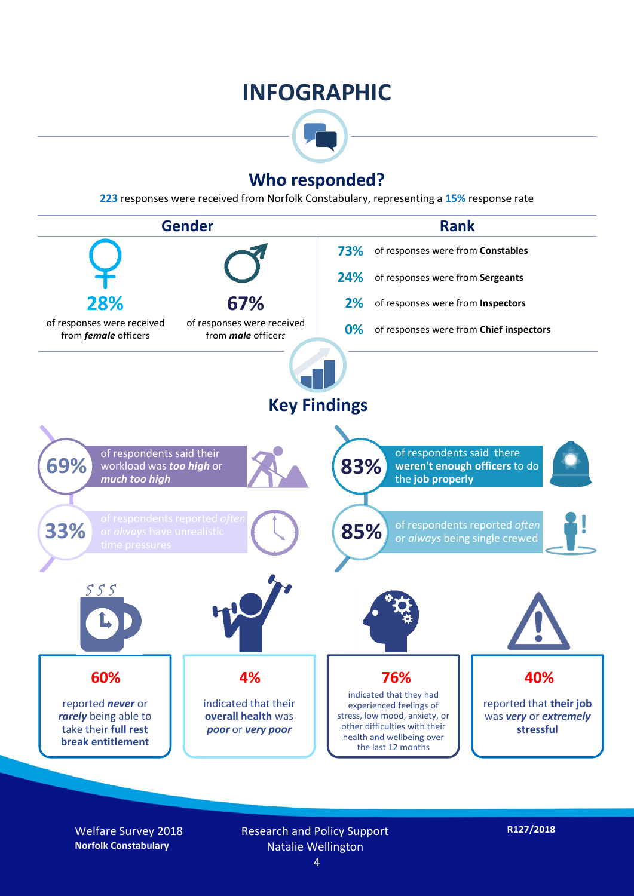# INFOGRAPHIC

## Who responded?

**223** responses were received from Norfolk Constabulary, representing a **15%** response rate

### Gender

**28%** of responses were received from ***female*** officers

**67%** of responses were received from ***male*** officers

### Rank

**73%** of responses were from **Constables**

**24%** of responses were from **Sergeants**

**2%** of responses were from **Inspectors**

**0%** of responses were from **Chief inspectors**

## Key Findings

**69%** of respondents said their workload was ***too high*** or ***much too high***

**33%** of respondents reported *often* or *always* have unrealistic time pressures

**83%** of respondents said there **weren't enough officers** to do the **job properly**

**85%** of respondents reported *often* or *always* being single crewed

**60%** reported ***never*** or ***rarely*** being able to take their **full rest break entitlement**

**4%** indicated that their **overall health** was ***poor*** or ***very poor***

**76%** indicated that they had experienced feelings of stress, low mood, anxiety, or other difficulties with their health and wellbeing over the last 12 months

**40%** reported that **their job** was ***very*** or ***extremely*** **stressful**

Welfare Survey 2018
**Norfolk Constabulary**

Research and Policy Support
Natalie Wellington

**R127/2018**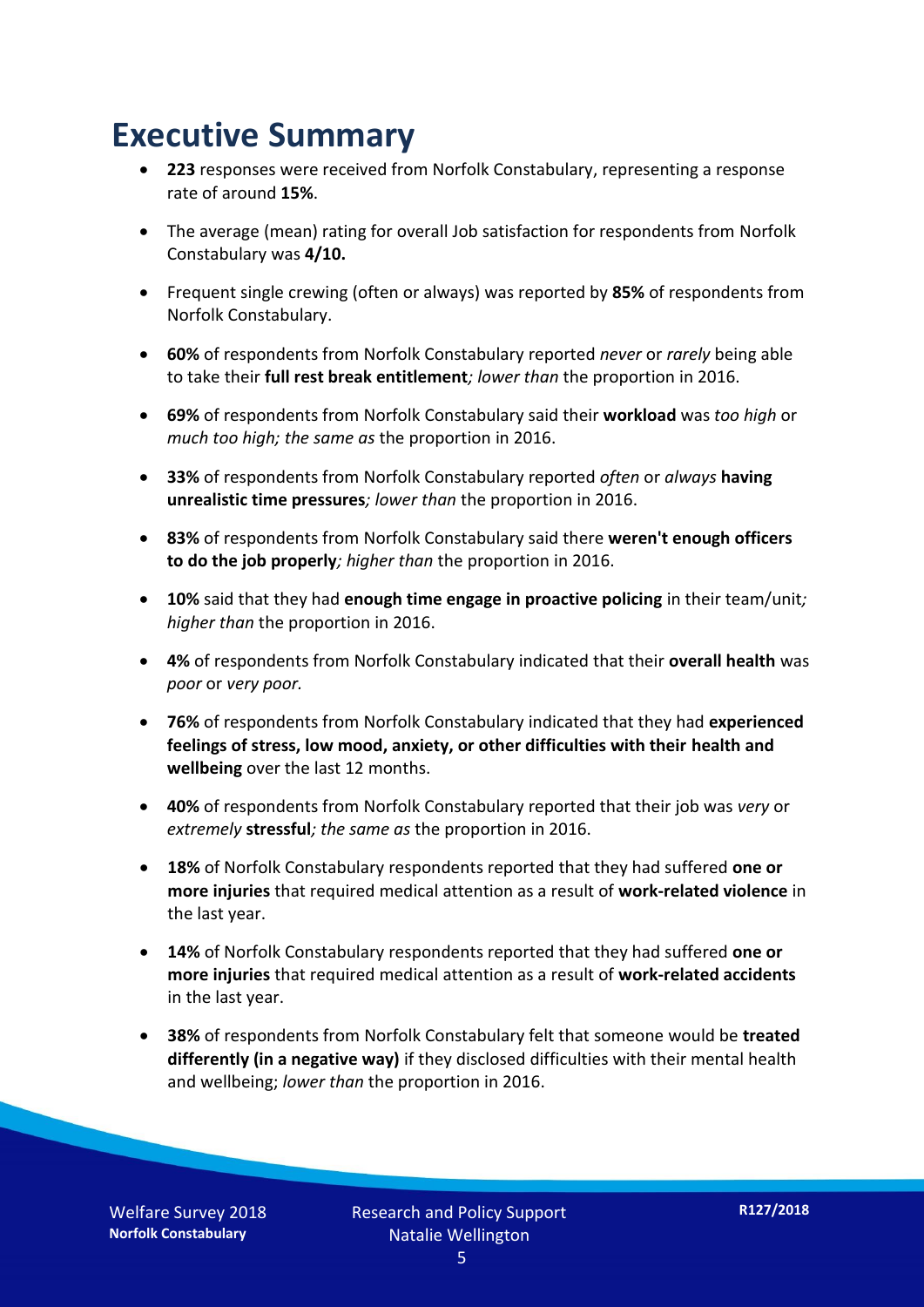# Executive Summary

- **223** responses were received from Norfolk Constabulary, representing a response rate of around **15%**.
- The average (mean) rating for overall Job satisfaction for respondents from Norfolk Constabulary was **4/10.**
- Frequent single crewing (often or always) was reported by **85%** of respondents from Norfolk Constabulary.
- **60%** of respondents from Norfolk Constabulary reported *never* or *rarely* being able to take their **full rest break entitlement***; lower than* the proportion in 2016.
- **69%** of respondents from Norfolk Constabulary said their **workload** was *too high* or *much too high; the same as* the proportion in 2016.
- **33%** of respondents from Norfolk Constabulary reported *often* or *always* **having unrealistic time pressures***; lower than* the proportion in 2016.
- **83%** of respondents from Norfolk Constabulary said there **weren't enough officers to do the job properly***; higher than* the proportion in 2016.
- **10%** said that they had **enough time engage in proactive policing** in their team/unit*; higher than* the proportion in 2016.
- **4%** of respondents from Norfolk Constabulary indicated that their **overall health** was *poor* or *very poor.*
- **76%** of respondents from Norfolk Constabulary indicated that they had **experienced feelings of stress, low mood, anxiety, or other difficulties with their health and wellbeing** over the last 12 months.
- **40%** of respondents from Norfolk Constabulary reported that their job was *very* or *extremely* **stressful***; the same as* the proportion in 2016.
- **18%** of Norfolk Constabulary respondents reported that they had suffered **one or more injuries** that required medical attention as a result of **work-related violence** in the last year.
- **14%** of Norfolk Constabulary respondents reported that they had suffered **one or more injuries** that required medical attention as a result of **work-related accidents** in the last year.
- **38%** of respondents from Norfolk Constabulary felt that someone would be **treated differently (in a negative way)** if they disclosed difficulties with their mental health and wellbeing; *lower than* the proportion in 2016.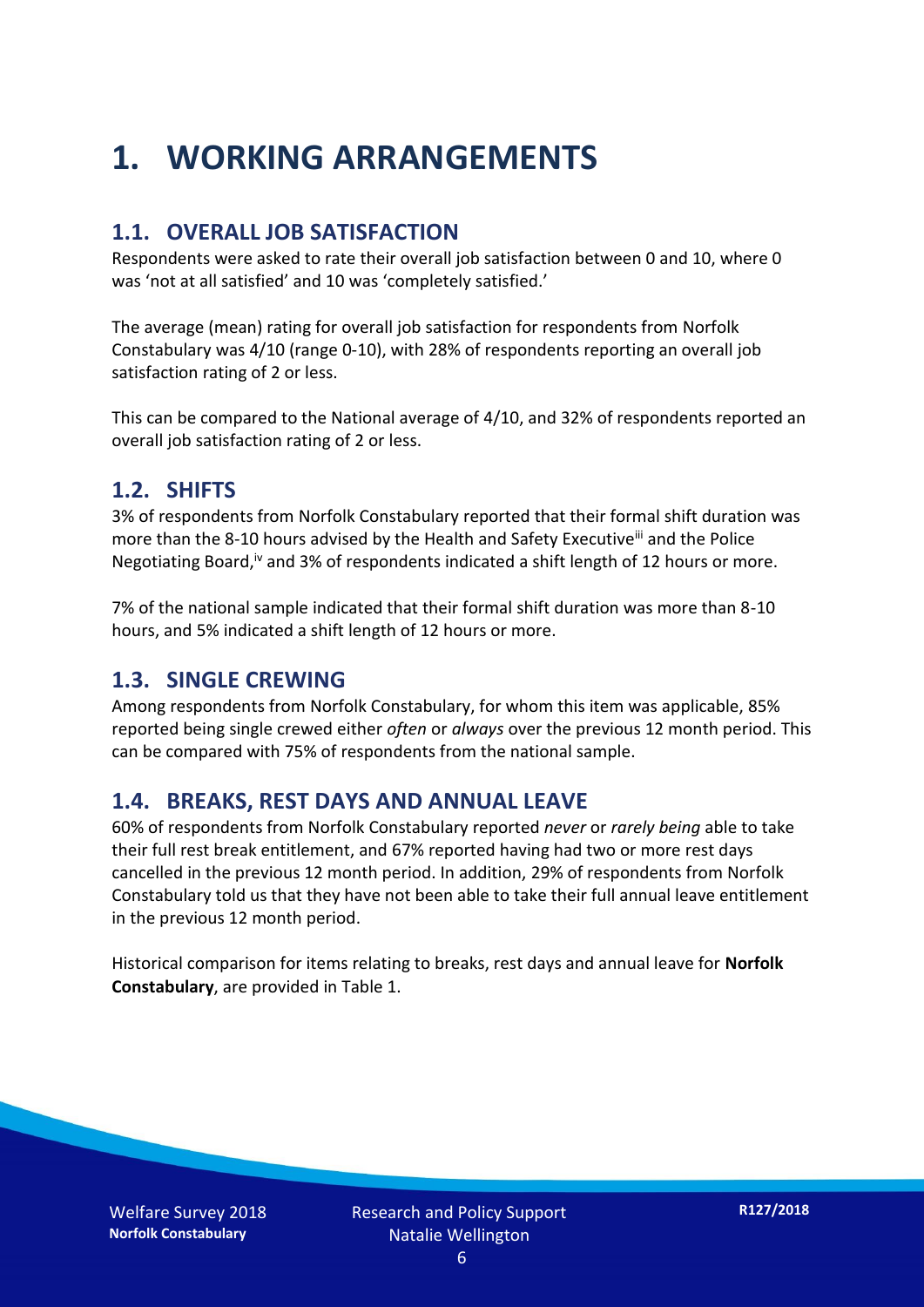# 1. WORKING ARRANGEMENTS

## 1.1. OVERALL JOB SATISFACTION

Respondents were asked to rate their overall job satisfaction between 0 and 10, where 0 was 'not at all satisfied' and 10 was 'completely satisfied.'

The average (mean) rating for overall job satisfaction for respondents from Norfolk Constabulary was 4/10 (range 0-10), with 28% of respondents reporting an overall job satisfaction rating of 2 or less.

This can be compared to the National average of 4/10, and 32% of respondents reported an overall job satisfaction rating of 2 or less.

## 1.2. SHIFTS

3% of respondents from Norfolk Constabulary reported that their formal shift duration was more than the 8-10 hours advised by the Health and Safety Executive[iii] and the Police Negotiating Board,[iv] and 3% of respondents indicated a shift length of 12 hours or more.

7% of the national sample indicated that their formal shift duration was more than 8-10 hours, and 5% indicated a shift length of 12 hours or more.

## 1.3. SINGLE CREWING

Among respondents from Norfolk Constabulary, for whom this item was applicable, 85% reported being single crewed either *often* or *always* over the previous 12 month period. This can be compared with 75% of respondents from the national sample.

## 1.4. BREAKS, REST DAYS AND ANNUAL LEAVE

60% of respondents from Norfolk Constabulary reported *never* or *rarely being* able to take their full rest break entitlement, and 67% reported having had two or more rest days cancelled in the previous 12 month period. In addition, 29% of respondents from Norfolk Constabulary told us that they have not been able to take their full annual leave entitlement in the previous 12 month period.

Historical comparison for items relating to breaks, rest days and annual leave for **Norfolk Constabulary**, are provided in Table 1.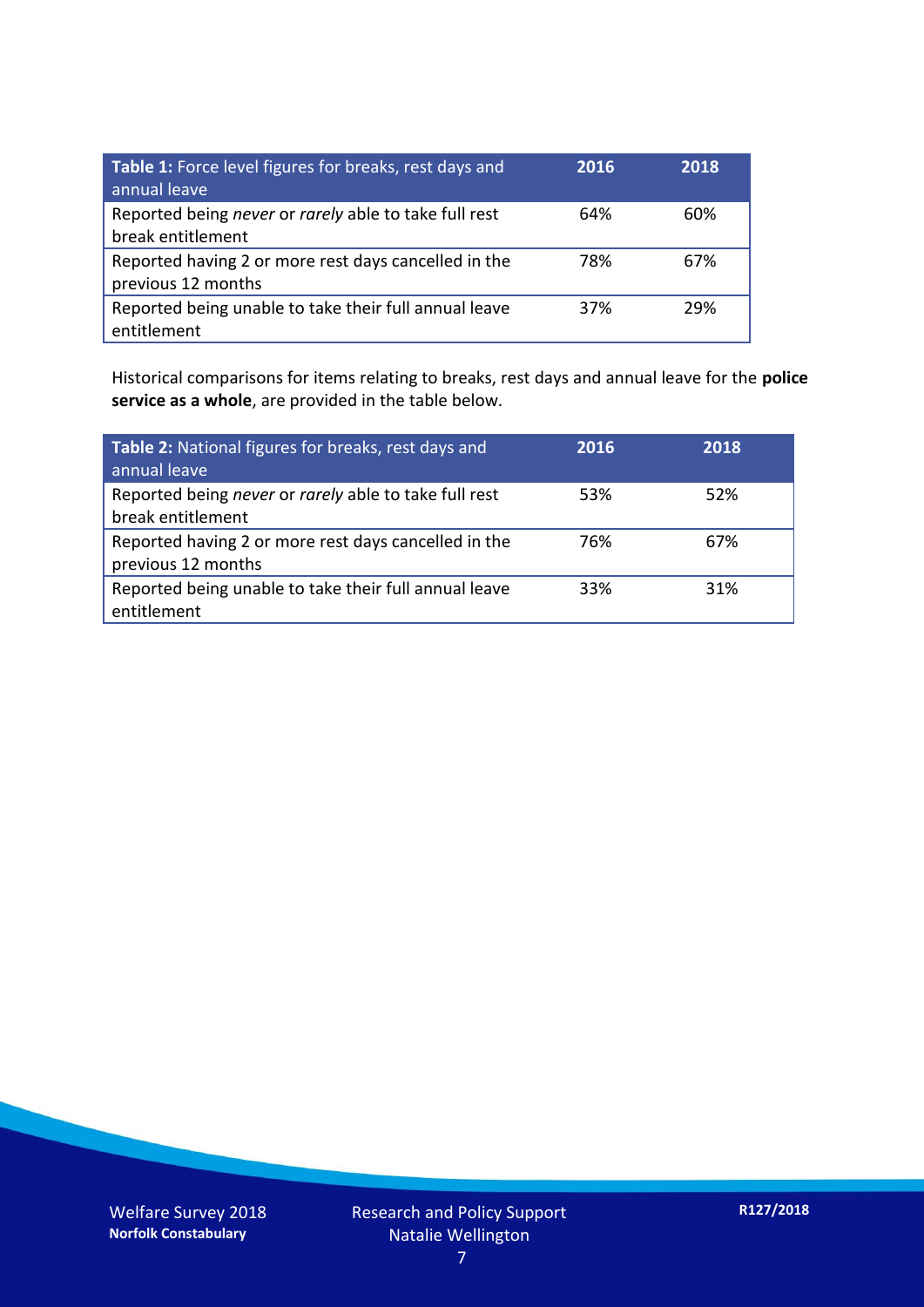| **Table 1:** Force level figures for breaks, rest days and annual leave | **2016** | **2018** |
|---|---|---|
| Reported being *never* or *rarely* able to take full rest break entitlement | 64% | 60% |
| Reported having 2 or more rest days cancelled in the previous 12 months | 78% | 67% |
| Reported being unable to take their full annual leave entitlement | 37% | 29% |

Historical comparisons for items relating to breaks, rest days and annual leave for the **police service as a whole**, are provided in the table below.

| **Table 2:** National figures for breaks, rest days and annual leave | **2016** | **2018** |
|---|---|---|
| Reported being *never* or *rarely* able to take full rest break entitlement | 53% | 52% |
| Reported having 2 or more rest days cancelled in the previous 12 months | 76% | 67% |
| Reported being unable to take their full annual leave entitlement | 33% | 31% |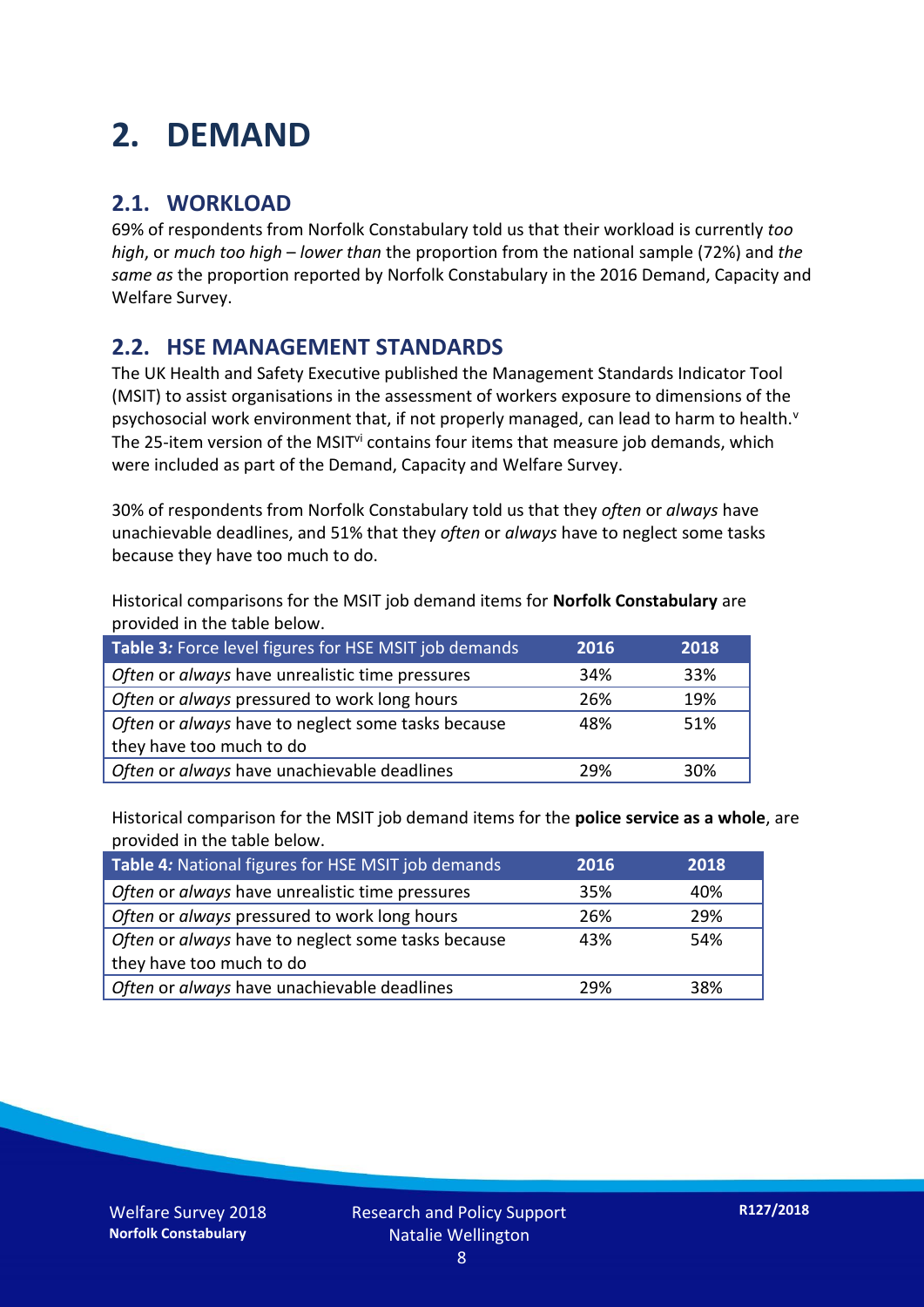# 2. DEMAND

## 2.1. WORKLOAD

69% of respondents from Norfolk Constabulary told us that their workload is currently *too high*, or *much too high* – *lower than* the proportion from the national sample (72%) and *the same as* the proportion reported by Norfolk Constabulary in the 2016 Demand, Capacity and Welfare Survey.

## 2.2. HSE MANAGEMENT STANDARDS

The UK Health and Safety Executive published the Management Standards Indicator Tool (MSIT) to assist organisations in the assessment of workers exposure to dimensions of the psychosocial work environment that, if not properly managed, can lead to harm to health.[v] The 25-item version of the MSIT[vi] contains four items that measure job demands, which were included as part of the Demand, Capacity and Welfare Survey.

30% of respondents from Norfolk Constabulary told us that they *often* or *always* have unachievable deadlines, and 51% that they *often* or *always* have to neglect some tasks because they have too much to do.

Historical comparisons for the MSIT job demand items for **Norfolk Constabulary** are provided in the table below.

| **Table 3:** Force level figures for HSE MSIT job demands | 2016 | 2018 |
|---|---|---|
| *Often* or *always* have unrealistic time pressures | 34% | 33% |
| *Often* or *always* pressured to work long hours | 26% | 19% |
| *Often* or *always* have to neglect some tasks because they have too much to do | 48% | 51% |
| *Often* or *always* have unachievable deadlines | 29% | 30% |

Historical comparison for the MSIT job demand items for the **police service as a whole**, are provided in the table below.

| **Table 4:** National figures for HSE MSIT job demands | 2016 | 2018 |
|---|---|---|
| *Often* or *always* have unrealistic time pressures | 35% | 40% |
| *Often* or *always* pressured to work long hours | 26% | 29% |
| *Often* or *always* have to neglect some tasks because they have too much to do | 43% | 54% |
| *Often* or *always* have unachievable deadlines | 29% | 38% |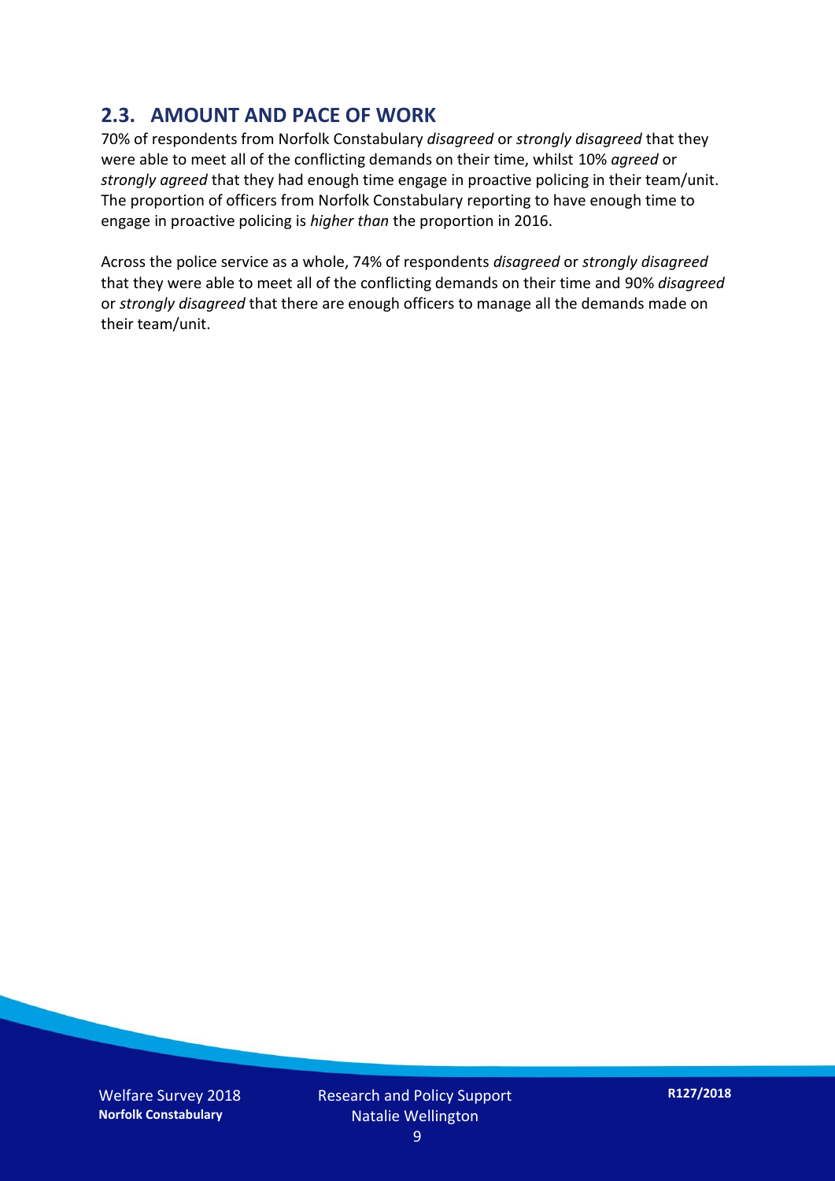## 2.3. AMOUNT AND PACE OF WORK

70% of respondents from Norfolk Constabulary *disagreed* or *strongly disagreed* that they were able to meet all of the conflicting demands on their time, whilst 10% *agreed* or *strongly agreed* that they had enough time engage in proactive policing in their team/unit. The proportion of officers from Norfolk Constabulary reporting to have enough time to engage in proactive policing is *higher than* the proportion in 2016.

Across the police service as a whole, 74% of respondents *disagreed* or *strongly disagreed* that they were able to meet all of the conflicting demands on their time and 90% *disagreed* or *strongly disagreed* that there are enough officers to manage all the demands made on their team/unit.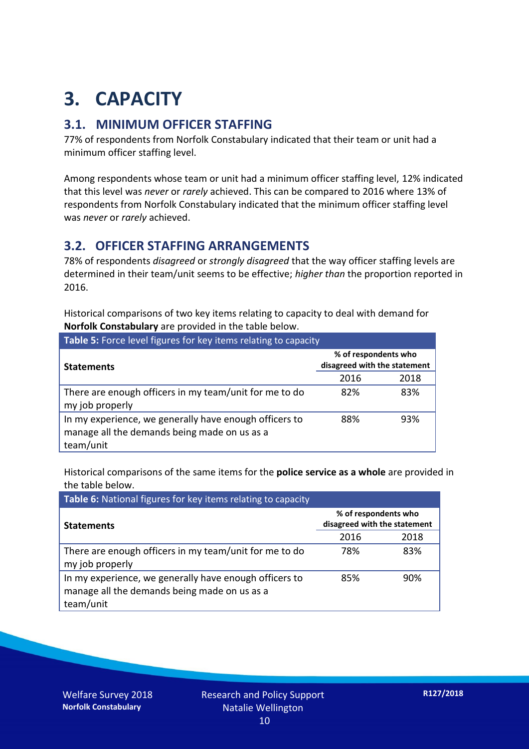# 3. CAPACITY

## 3.1. MINIMUM OFFICER STAFFING

77% of respondents from Norfolk Constabulary indicated that their team or unit had a minimum officer staffing level.

Among respondents whose team or unit had a minimum officer staffing level, 12% indicated that this level was *never* or *rarely* achieved. This can be compared to 2016 where 13% of respondents from Norfolk Constabulary indicated that the minimum officer staffing level was *never* or *rarely* achieved.

## 3.2. OFFICER STAFFING ARRANGEMENTS

78% of respondents *disagreed* or *strongly disagreed* that the way officer staffing levels are determined in their team/unit seems to be effective; *higher than* the proportion reported in 2016.

Historical comparisons of two key items relating to capacity to deal with demand for **Norfolk Constabulary** are provided in the table below.

**Table 5:** Force level figures for key items relating to capacity

| Statements | % of respondents who disagreed with the statement | |
|---|---|---|
| | 2016 | 2018 |
| There are enough officers in my team/unit for me to do my job properly | 82% | 83% |
| In my experience, we generally have enough officers to manage all the demands being made on us as a team/unit | 88% | 93% |

Historical comparisons of the same items for the **police service as a whole** are provided in the table below.

**Table 6:** National figures for key items relating to capacity

| Statements | % of respondents who disagreed with the statement | |
|---|---|---|
| | 2016 | 2018 |
| There are enough officers in my team/unit for me to do my job properly | 78% | 83% |
| In my experience, we generally have enough officers to manage all the demands being made on us as a team/unit | 85% | 90% |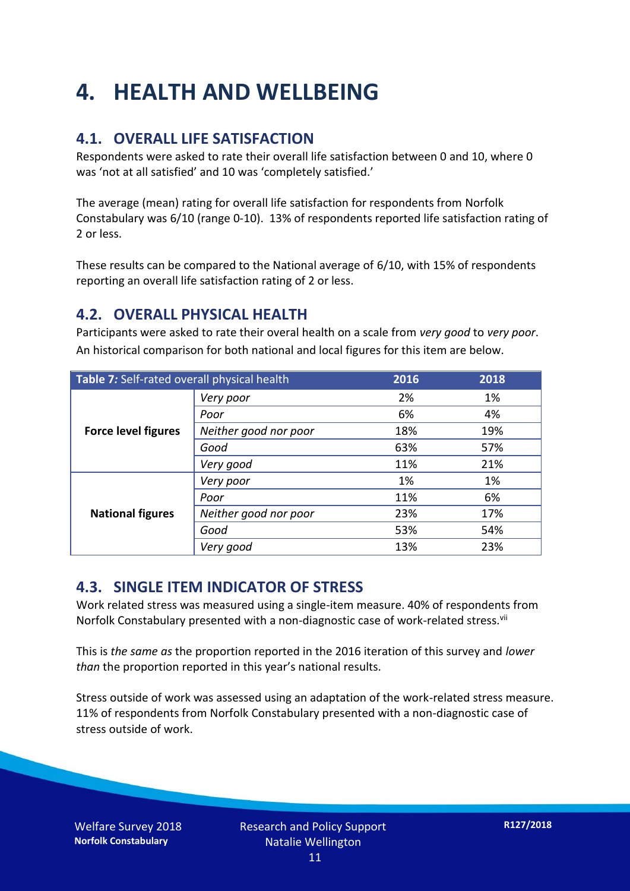# 4. HEALTH AND WELLBEING

## 4.1. OVERALL LIFE SATISFACTION

Respondents were asked to rate their overall life satisfaction between 0 and 10, where 0 was 'not at all satisfied' and 10 was 'completely satisfied.'

The average (mean) rating for overall life satisfaction for respondents from Norfolk Constabulary was 6/10 (range 0-10). 13% of respondents reported life satisfaction rating of 2 or less.

These results can be compared to the National average of 6/10, with 15% of respondents reporting an overall life satisfaction rating of 2 or less.

## 4.2. OVERALL PHYSICAL HEALTH

Participants were asked to rate their overal health on a scale from *very good* to *very poor*. An historical comparison for both national and local figures for this item are below.

| **Table 7:** Self-rated overall physical health | | 2016 | 2018 |
|---|---|---|---|
| **Force level figures** | *Very poor* | 2% | 1% |
| | *Poor* | 6% | 4% |
| | *Neither good nor poor* | 18% | 19% |
| | *Good* | 63% | 57% |
| | *Very good* | 11% | 21% |
| **National figures** | *Very poor* | 1% | 1% |
| | *Poor* | 11% | 6% |
| | *Neither good nor poor* | 23% | 17% |
| | *Good* | 53% | 54% |
| | *Very good* | 13% | 23% |

## 4.3. SINGLE ITEM INDICATOR OF STRESS

Work related stress was measured using a single-item measure. 40% of respondents from Norfolk Constabulary presented with a non-diagnostic case of work-related stress.[vii]

This is *the same as* the proportion reported in the 2016 iteration of this survey and *lower than* the proportion reported in this year's national results.

Stress outside of work was assessed using an adaptation of the work-related stress measure. 11% of respondents from Norfolk Constabulary presented with a non-diagnostic case of stress outside of work.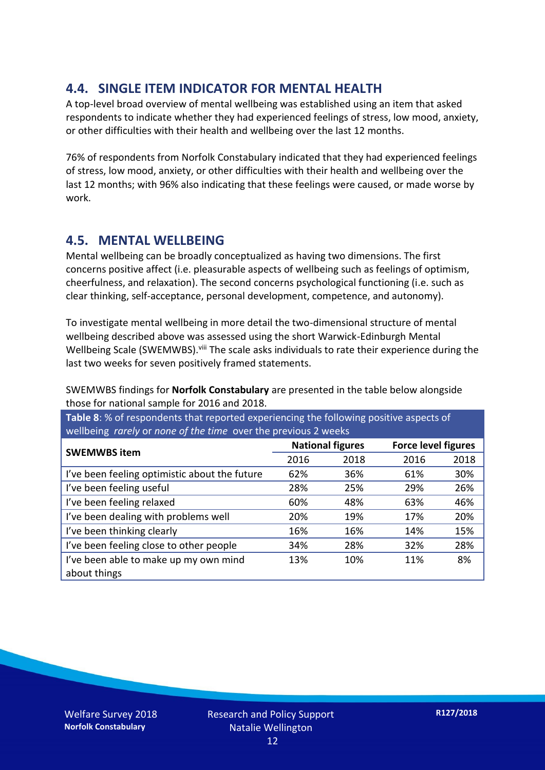## 4.4. SINGLE ITEM INDICATOR FOR MENTAL HEALTH

A top-level broad overview of mental wellbeing was established using an item that asked respondents to indicate whether they had experienced feelings of stress, low mood, anxiety, or other difficulties with their health and wellbeing over the last 12 months.

76% of respondents from Norfolk Constabulary indicated that they had experienced feelings of stress, low mood, anxiety, or other difficulties with their health and wellbeing over the last 12 months; with 96% also indicating that these feelings were caused, or made worse by work.

## 4.5. MENTAL WELLBEING

Mental wellbeing can be broadly conceptualized as having two dimensions. The first concerns positive affect (i.e. pleasurable aspects of wellbeing such as feelings of optimism, cheerfulness, and relaxation). The second concerns psychological functioning (i.e. such as clear thinking, self-acceptance, personal development, competence, and autonomy).

To investigate mental wellbeing in more detail the two-dimensional structure of mental wellbeing described above was assessed using the short Warwick-Edinburgh Mental Wellbeing Scale (SWEMWBS).[viii] The scale asks individuals to rate their experience during the last two weeks for seven positively framed statements.

SWEMWBS findings for **Norfolk Constabulary** are presented in the table below alongside those for national sample for 2016 and 2018.

**Table 8**: % of respondents that reported experiencing the following positive aspects of wellbeing *rarely* or *none of the time* over the previous 2 weeks

| SWEMWBS item | National figures | | Force level figures | |
|---|---|---|---|---|
| | 2016 | 2018 | 2016 | 2018 |
| I've been feeling optimistic about the future | 62% | 36% | 61% | 30% |
| I've been feeling useful | 28% | 25% | 29% | 26% |
| I've been feeling relaxed | 60% | 48% | 63% | 46% |
| I've been dealing with problems well | 20% | 19% | 17% | 20% |
| I've been thinking clearly | 16% | 16% | 14% | 15% |
| I've been feeling close to other people | 34% | 28% | 32% | 28% |
| I've been able to make up my own mind about things | 13% | 10% | 11% | 8% |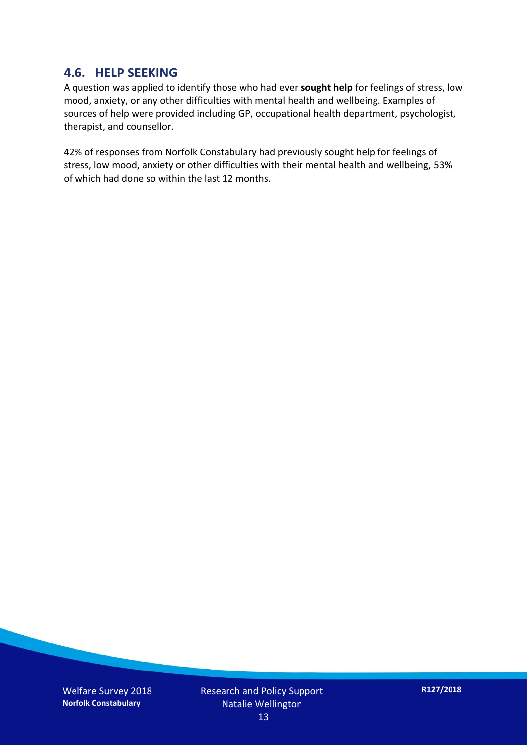## 4.6. HELP SEEKING

A question was applied to identify those who had ever **sought help** for feelings of stress, low mood, anxiety, or any other difficulties with mental health and wellbeing. Examples of sources of help were provided including GP, occupational health department, psychologist, therapist, and counsellor.

42% of responses from Norfolk Constabulary had previously sought help for feelings of stress, low mood, anxiety or other difficulties with their mental health and wellbeing, 53% of which had done so within the last 12 months.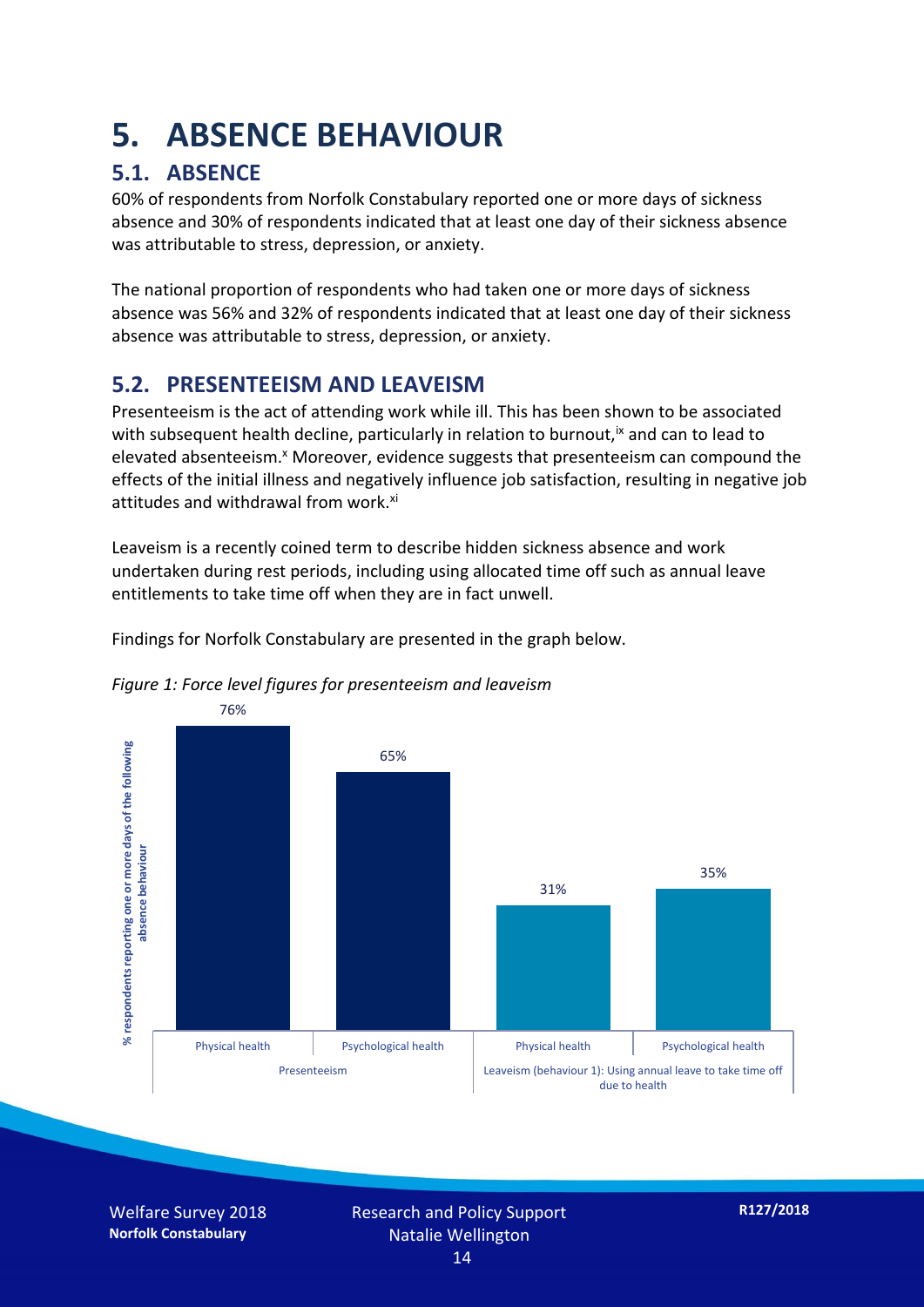# 5. ABSENCE BEHAVIOUR

## 5.1. ABSENCE

60% of respondents from Norfolk Constabulary reported one or more days of sickness absence and 30% of respondents indicated that at least one day of their sickness absence was attributable to stress, depression, or anxiety.

The national proportion of respondents who had taken one or more days of sickness absence was 56% and 32% of respondents indicated that at least one day of their sickness absence was attributable to stress, depression, or anxiety.

## 5.2. PRESENTEEISM AND LEAVEISM

Presenteeism is the act of attending work while ill. This has been shown to be associated with subsequent health decline, particularly in relation to burnout,[ix] and can to lead to elevated absenteeism.[x] Moreover, evidence suggests that presenteeism can compound the effects of the initial illness and negatively influence job satisfaction, resulting in negative job attitudes and withdrawal from work.[xi]

Leaveism is a recently coined term to describe hidden sickness absence and work undertaken during rest periods, including using allocated time off such as annual leave entitlements to take time off when they are in fact unwell.

Findings for Norfolk Constabulary are presented in the graph below.

*Figure 1: Force level figures for presenteeism and leaveism*

| Behaviour | Health type | % respondents reporting one or more days of the following absence behaviour |
|---|---|---|
| Presenteeism | Physical health | 76% |
| Presenteeism | Psychological health | 65% |
| Leaveism (behaviour 1): Using annual leave to take time off due to health | Physical health | 31% |
| Leaveism (behaviour 1): Using annual leave to take time off due to health | Psychological health | 35% |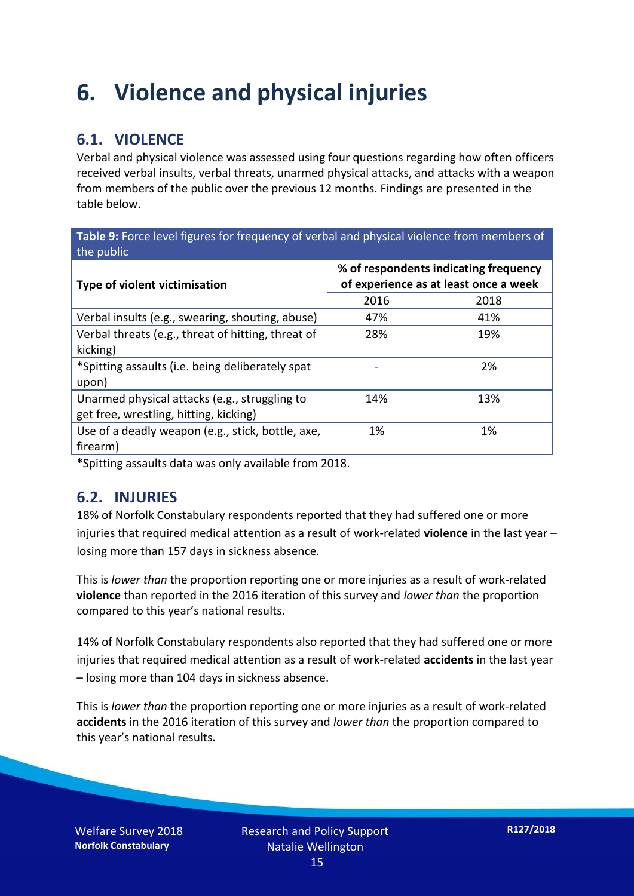# 6. Violence and physical injuries

## 6.1. VIOLENCE

Verbal and physical violence was assessed using four questions regarding how often officers received verbal insults, verbal threats, unarmed physical attacks, and attacks with a weapon from members of the public over the previous 12 months. Findings are presented in the table below.

**Table 9:** Force level figures for frequency of verbal and physical violence from members of the public

| Type of violent victimisation | % of respondents indicating frequency of experience as at least once a week | |
|---|---|---|
| | 2016 | 2018 |
| Verbal insults (e.g., swearing, shouting, abuse) | 47% | 41% |
| Verbal threats (e.g., threat of hitting, threat of kicking) | 28% | 19% |
| *Spitting assaults (i.e. being deliberately spat upon) | - | 2% |
| Unarmed physical attacks (e.g., struggling to get free, wrestling, hitting, kicking) | 14% | 13% |
| Use of a deadly weapon (e.g., stick, bottle, axe, firearm) | 1% | 1% |

*Spitting assaults data was only available from 2018.

## 6.2. INJURIES

18% of Norfolk Constabulary respondents reported that they had suffered one or more injuries that required medical attention as a result of work-related **violence** in the last year – losing more than 157 days in sickness absence.

This is *lower than* the proportion reporting one or more injuries as a result of work-related **violence** than reported in the 2016 iteration of this survey and *lower than* the proportion compared to this year's national results.

14% of Norfolk Constabulary respondents also reported that they had suffered one or more injuries that required medical attention as a result of work-related **accidents** in the last year – losing more than 104 days in sickness absence.

This is *lower than* the proportion reporting one or more injuries as a result of work-related **accidents** in the 2016 iteration of this survey and *lower than* the proportion compared to this year's national results.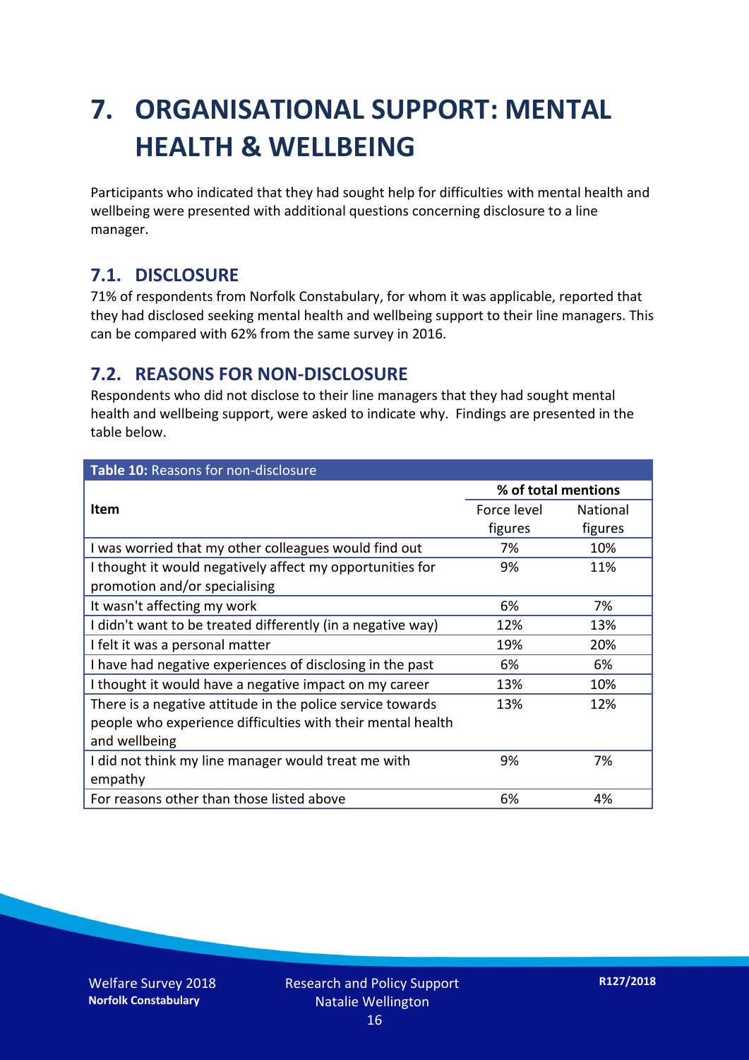# 7. ORGANISATIONAL SUPPORT: MENTAL HEALTH & WELLBEING

Participants who indicated that they had sought help for difficulties with mental health and wellbeing were presented with additional questions concerning disclosure to a line manager.

## 7.1. DISCLOSURE

71% of respondents from Norfolk Constabulary, for whom it was applicable, reported that they had disclosed seeking mental health and wellbeing support to their line managers. This can be compared with 62% from the same survey in 2016.

## 7.2. REASONS FOR NON-DISCLOSURE

Respondents who did not disclose to their line managers that they had sought mental health and wellbeing support, were asked to indicate why. Findings are presented in the table below.

**Table 10:** Reasons for non-disclosure

| Item | % of total mentions | |
|---|---|---|
| | Force level figures | National figures |
| I was worried that my other colleagues would find out | 7% | 10% |
| I thought it would negatively affect my opportunities for promotion and/or specialising | 9% | 11% |
| It wasn't affecting my work | 6% | 7% |
| I didn't want to be treated differently (in a negative way) | 12% | 13% |
| I felt it was a personal matter | 19% | 20% |
| I have had negative experiences of disclosing in the past | 6% | 6% |
| I thought it would have a negative impact on my career | 13% | 10% |
| There is a negative attitude in the police service towards people who experience difficulties with their mental health and wellbeing | 13% | 12% |
| I did not think my line manager would treat me with empathy | 9% | 7% |
| For reasons other than those listed above | 6% | 4% |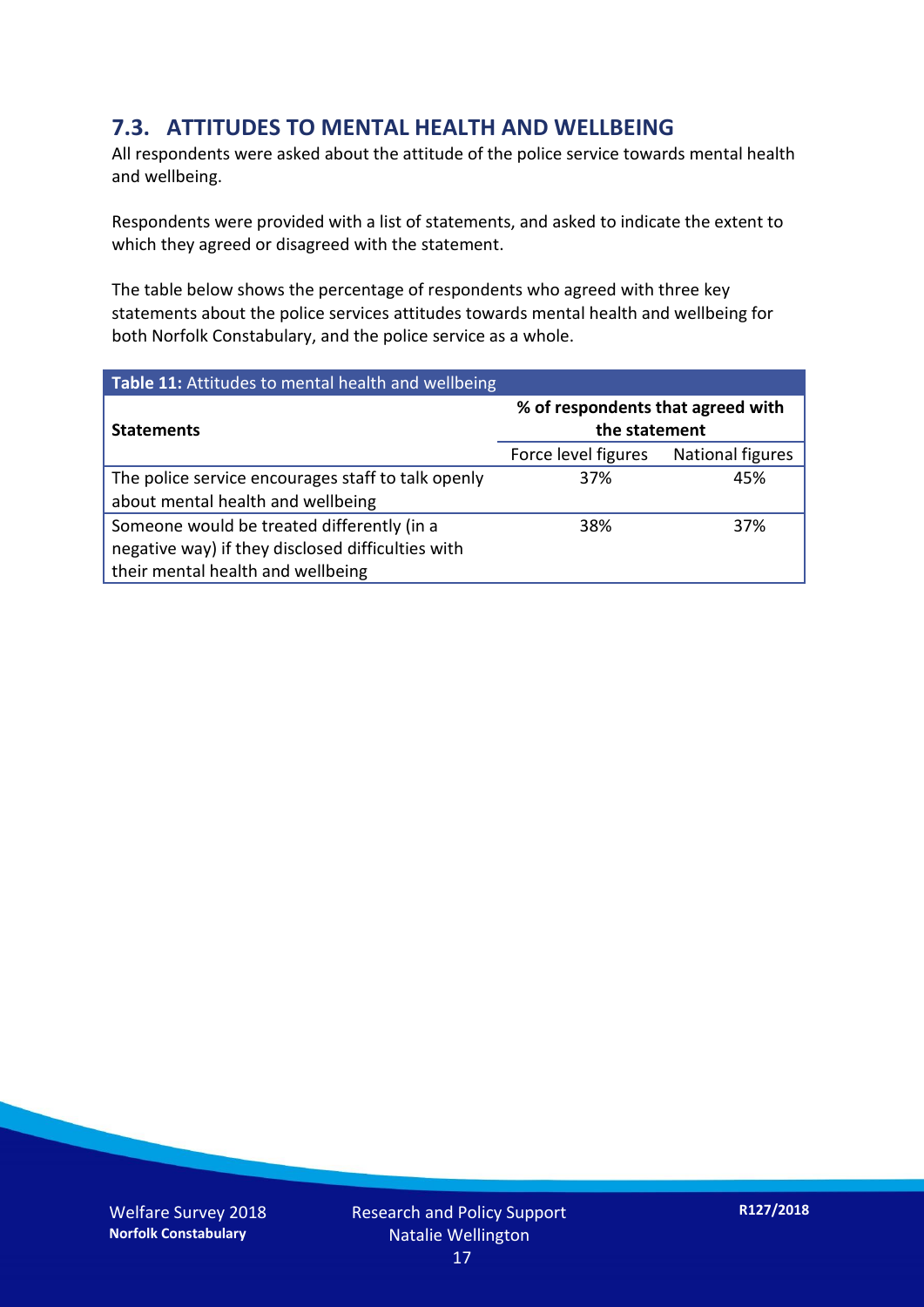## 7.3. ATTITUDES TO MENTAL HEALTH AND WELLBEING

All respondents were asked about the attitude of the police service towards mental health and wellbeing.

Respondents were provided with a list of statements, and asked to indicate the extent to which they agreed or disagreed with the statement.

The table below shows the percentage of respondents who agreed with three key statements about the police services attitudes towards mental health and wellbeing for both Norfolk Constabulary, and the police service as a whole.

**Table 11:** Attitudes to mental health and wellbeing

| Statements | % of respondents that agreed with the statement | |
|---|---|---|
| | Force level figures | National figures |
| The police service encourages staff to talk openly about mental health and wellbeing | 37% | 45% |
| Someone would be treated differently (in a negative way) if they disclosed difficulties with their mental health and wellbeing | 38% | 37% |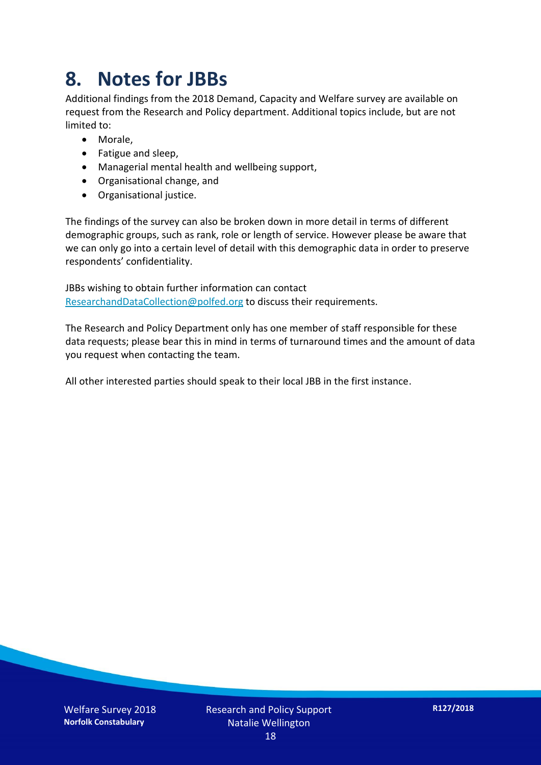# 8. Notes for JBBs

Additional findings from the 2018 Demand, Capacity and Welfare survey are available on request from the Research and Policy department. Additional topics include, but are not limited to:

- Morale,
- Fatigue and sleep,
- Managerial mental health and wellbeing support,
- Organisational change, and
- Organisational justice.

The findings of the survey can also be broken down in more detail in terms of different demographic groups, such as rank, role or length of service. However please be aware that we can only go into a certain level of detail with this demographic data in order to preserve respondents' confidentiality.

JBBs wishing to obtain further information can contact ResearchandDataCollection@polfed.org to discuss their requirements.

The Research and Policy Department only has one member of staff responsible for these data requests; please bear this in mind in terms of turnaround times and the amount of data you request when contacting the team.

All other interested parties should speak to their local JBB in the first instance.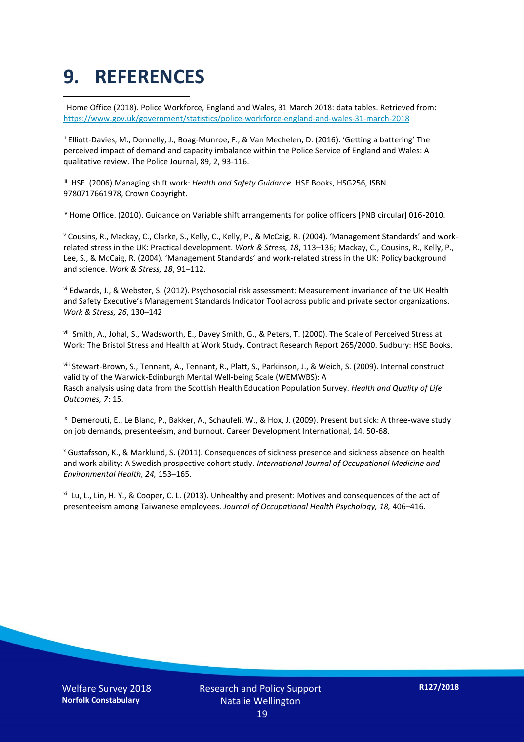# 9. REFERENCES

[i] Home Office (2018). Police Workforce, England and Wales, 31 March 2018: data tables. Retrieved from: https://www.gov.uk/government/statistics/police-workforce-england-and-wales-31-march-2018

[ii] Elliott-Davies, M., Donnelly, J., Boag-Munroe, F., & Van Mechelen, D. (2016). 'Getting a battering' The perceived impact of demand and capacity imbalance within the Police Service of England and Wales: A qualitative review. The Police Journal, 89, 2, 93-116.

[iii] HSE. (2006).Managing shift work: *Health and Safety Guidance*. HSE Books, HSG256, ISBN 9780717661978, Crown Copyright.

[iv] Home Office. (2010). Guidance on Variable shift arrangements for police officers [PNB circular] 016-2010.

[v] Cousins, R., Mackay, C., Clarke, S., Kelly, C., Kelly, P., & McCaig, R. (2004). 'Management Standards' and work-related stress in the UK: Practical development. *Work & Stress, 18*, 113–136; Mackay, C., Cousins, R., Kelly, P., Lee, S., & McCaig, R. (2004). 'Management Standards' and work-related stress in the UK: Policy background and science. *Work & Stress, 18*, 91–112.

[vi] Edwards, J., & Webster, S. (2012). Psychosocial risk assessment: Measurement invariance of the UK Health and Safety Executive's Management Standards Indicator Tool across public and private sector organizations. *Work & Stress, 26*, 130–142

[vii] Smith, A., Johal, S., Wadsworth, E., Davey Smith, G., & Peters, T. (2000). The Scale of Perceived Stress at Work: The Bristol Stress and Health at Work Study. Contract Research Report 265/2000. Sudbury: HSE Books.

[viii] Stewart-Brown, S., Tennant, A., Tennant, R., Platt, S., Parkinson, J., & Weich, S. (2009). Internal construct validity of the Warwick-Edinburgh Mental Well-being Scale (WEMWBS): A Rasch analysis using data from the Scottish Health Education Population Survey. *Health and Quality of Life Outcomes, 7*: 15.

[ix] Demerouti, E., Le Blanc, P., Bakker, A., Schaufeli, W., & Hox, J. (2009). Present but sick: A three-wave study on job demands, presenteeism, and burnout. Career Development International, 14, 50-68.

[x] Gustafsson, K., & Marklund, S. (2011). Consequences of sickness presence and sickness absence on health and work ability: A Swedish prospective cohort study. *International Journal of Occupational Medicine and Environmental Health, 24,* 153–165.

[xi] Lu, L., Lin, H. Y., & Cooper, C. L. (2013). Unhealthy and present: Motives and consequences of the act of presenteeism among Taiwanese employees. *Journal of Occupational Health Psychology, 18,* 406–416.